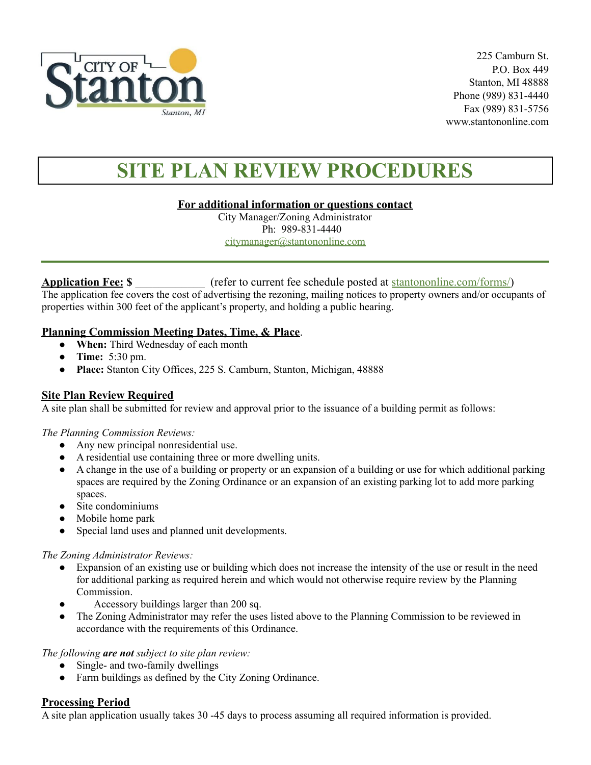CITY OF Stanton

Stanton, MI

225 Camburn St.
P.O. Box 449
Stanton, MI 48888
Phone (989) 831-4440
Fax (989) 831-5756
www.stantononline.com

# SITE PLAN REVIEW PROCEDURES

**For additional information or questions contact**
City Manager/Zoning Administrator
Ph: 989-831-4440
citymanager@stantononline.com

---

**Application Fee: $** ____________ (refer to current fee schedule posted at stantononline.com/forms/)
The application fee covers the cost of advertising the rezoning, mailing notices to property owners and/or occupants of properties within 300 feet of the applicant's property, and holding a public hearing.

## Planning Commission Meeting Dates, Time, & Place.

- **When:** Third Wednesday of each month
- **Time:** 5:30 pm.
- **Place:** Stanton City Offices, 225 S. Camburn, Stanton, Michigan, 48888

## Site Plan Review Required

A site plan shall be submitted for review and approval prior to the issuance of a building permit as follows:

*The Planning Commission Reviews:*

- Any new principal nonresidential use.
- A residential use containing three or more dwelling units.
- A change in the use of a building or property or an expansion of a building or use for which additional parking spaces are required by the Zoning Ordinance or an expansion of an existing parking lot to add more parking spaces.
- Site condominiums
- Mobile home park
- Special land uses and planned unit developments.

*The Zoning Administrator Reviews:*

- Expansion of an existing use or building which does not increase the intensity of the use or result in the need for additional parking as required herein and which would not otherwise require review by the Planning Commission.
- Accessory buildings larger than 200 sq.
- The Zoning Administrator may refer the uses listed above to the Planning Commission to be reviewed in accordance with the requirements of this Ordinance.

*The following **are not** subject to site plan review:*

- Single- and two-family dwellings
- Farm buildings as defined by the City Zoning Ordinance.

## Processing Period

A site plan application usually takes 30 -45 days to process assuming all required information is provided.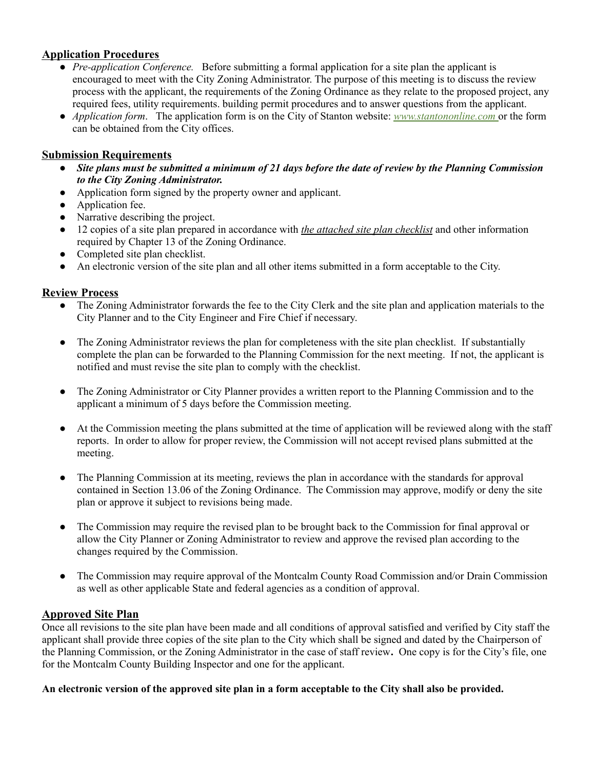## Application Procedures

- *Pre-application Conference.* Before submitting a formal application for a site plan the applicant is encouraged to meet with the City Zoning Administrator. The purpose of this meeting is to discuss the review process with the applicant, the requirements of the Zoning Ordinance as they relate to the proposed project, any required fees, utility requirements. building permit procedures and to answer questions from the applicant.
- *Application form*. The application form is on the City of Stanton website: *www.stantononline.com* or the form can be obtained from the City offices.

## Submission Requirements

- ***Site plans must be submitted a minimum of 21 days before the date of review by the Planning Commission to the City Zoning Administrator.***
- Application form signed by the property owner and applicant.
- Application fee.
- Narrative describing the project.
- 12 copies of a site plan prepared in accordance with *the attached site plan checklist* and other information required by Chapter 13 of the Zoning Ordinance.
- Completed site plan checklist.
- An electronic version of the site plan and all other items submitted in a form acceptable to the City.

## Review Process

- The Zoning Administrator forwards the fee to the City Clerk and the site plan and application materials to the City Planner and to the City Engineer and Fire Chief if necessary.
- The Zoning Administrator reviews the plan for completeness with the site plan checklist. If substantially complete the plan can be forwarded to the Planning Commission for the next meeting. If not, the applicant is notified and must revise the site plan to comply with the checklist.
- The Zoning Administrator or City Planner provides a written report to the Planning Commission and to the applicant a minimum of 5 days before the Commission meeting.
- At the Commission meeting the plans submitted at the time of application will be reviewed along with the staff reports. In order to allow for proper review, the Commission will not accept revised plans submitted at the meeting.
- The Planning Commission at its meeting, reviews the plan in accordance with the standards for approval contained in Section 13.06 of the Zoning Ordinance. The Commission may approve, modify or deny the site plan or approve it subject to revisions being made.
- The Commission may require the revised plan to be brought back to the Commission for final approval or allow the City Planner or Zoning Administrator to review and approve the revised plan according to the changes required by the Commission.
- The Commission may require approval of the Montcalm County Road Commission and/or Drain Commission as well as other applicable State and federal agencies as a condition of approval.

## Approved Site Plan

Once all revisions to the site plan have been made and all conditions of approval satisfied and verified by City staff the applicant shall provide three copies of the site plan to the City which shall be signed and dated by the Chairperson of the Planning Commission, or the Zoning Administrator in the case of staff review**.** One copy is for the City's file, one for the Montcalm County Building Inspector and one for the applicant.

**An electronic version of the approved site plan in a form acceptable to the City shall also be provided.**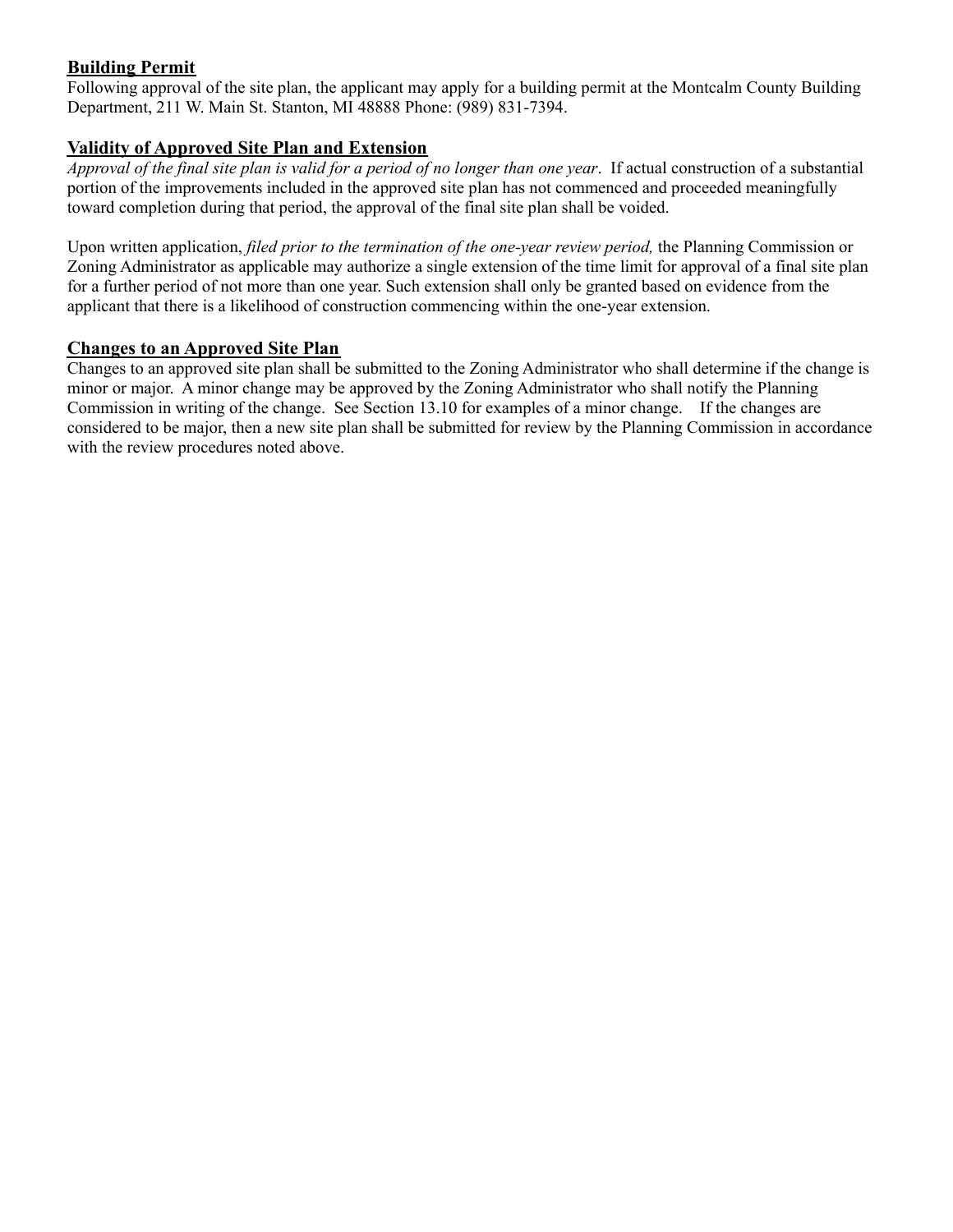## Building Permit

Following approval of the site plan, the applicant may apply for a building permit at the Montcalm County Building Department, 211 W. Main St. Stanton, MI 48888 Phone: (989) 831-7394.

## Validity of Approved Site Plan and Extension

*Approval of the final site plan is valid for a period of no longer than one year*. If actual construction of a substantial portion of the improvements included in the approved site plan has not commenced and proceeded meaningfully toward completion during that period, the approval of the final site plan shall be voided.

Upon written application, *filed prior to the termination of the one-year review period,* the Planning Commission or Zoning Administrator as applicable may authorize a single extension of the time limit for approval of a final site plan for a further period of not more than one year. Such extension shall only be granted based on evidence from the applicant that there is a likelihood of construction commencing within the one-year extension.

## Changes to an Approved Site Plan

Changes to an approved site plan shall be submitted to the Zoning Administrator who shall determine if the change is minor or major. A minor change may be approved by the Zoning Administrator who shall notify the Planning Commission in writing of the change. See Section 13.10 for examples of a minor change. If the changes are considered to be major, then a new site plan shall be submitted for review by the Planning Commission in accordance with the review procedures noted above.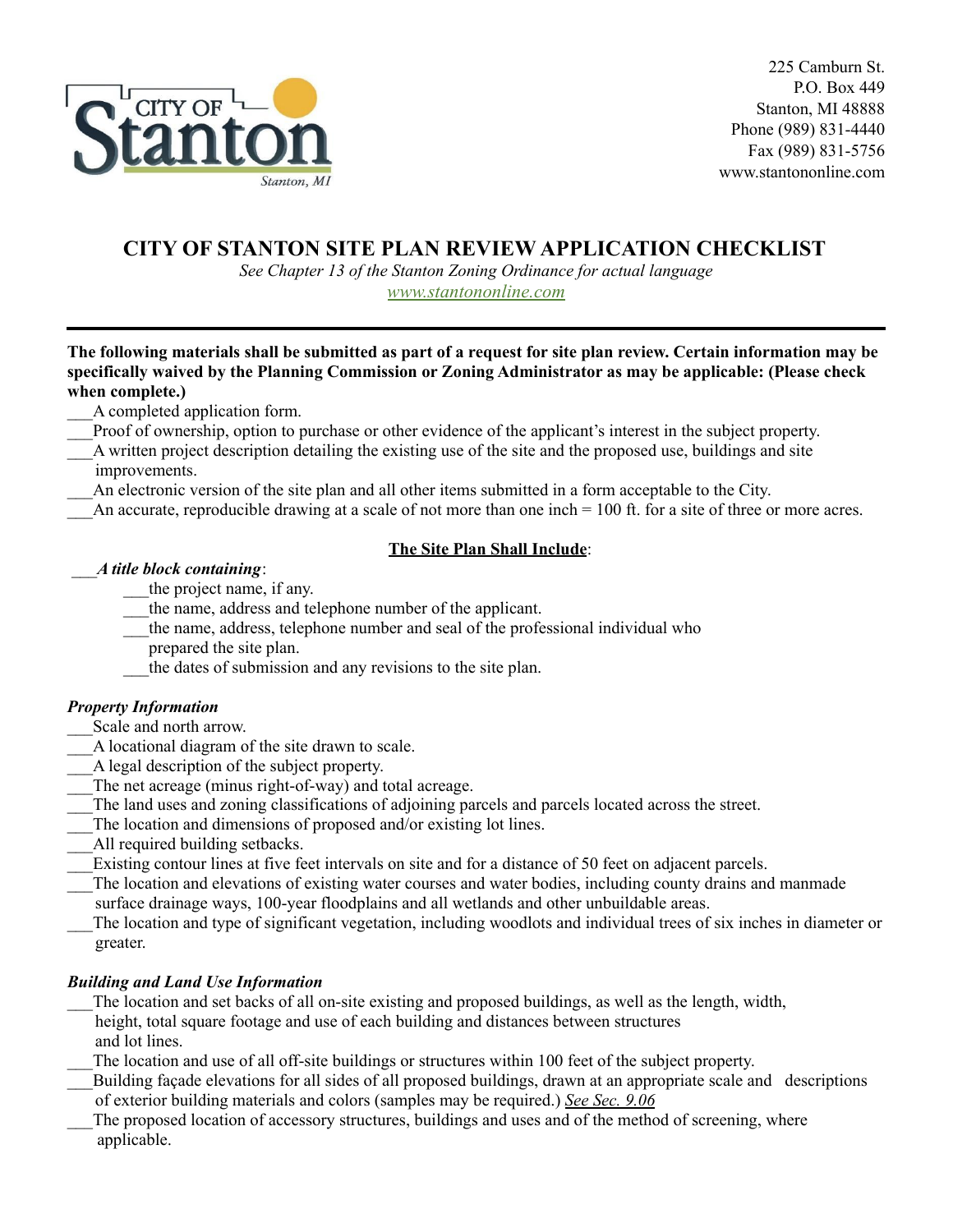225 Camburn St.
P.O. Box 449
Stanton, MI 48888
Phone (989) 831-4440
Fax (989) 831-5756
www.stantononline.com

# CITY OF STANTON SITE PLAN REVIEW APPLICATION CHECKLIST

*See Chapter 13 of the Stanton Zoning Ordinance for actual language*
www.stantononline.com

---

**The following materials shall be submitted as part of a request for site plan review. Certain information may be specifically waived by the Planning Commission or Zoning Administrator as may be applicable: (Please check when complete.)**

___A completed application form.
___Proof of ownership, option to purchase or other evidence of the applicant's interest in the subject property.
___A written project description detailing the existing use of the site and the proposed use, buildings and site improvements.
___An electronic version of the site plan and all other items submitted in a form acceptable to the City.
___An accurate, reproducible drawing at a scale of not more than one inch = 100 ft. for a site of three or more acres.

**The Site Plan Shall Include**:

___***A title block containing***:
- ___the project name, if any.
- ___the name, address and telephone number of the applicant.
- ___the name, address, telephone number and seal of the professional individual who prepared the site plan.
- ___the dates of submission and any revisions to the site plan.

***Property Information***

___Scale and north arrow.
___A locational diagram of the site drawn to scale.
___A legal description of the subject property.
___The net acreage (minus right-of-way) and total acreage.
___The land uses and zoning classifications of adjoining parcels and parcels located across the street.
___The location and dimensions of proposed and/or existing lot lines.
___All required building setbacks.
___Existing contour lines at five feet intervals on site and for a distance of 50 feet on adjacent parcels.
___The location and elevations of existing water courses and water bodies, including county drains and manmade surface drainage ways, 100-year floodplains and all wetlands and other unbuildable areas.
___The location and type of significant vegetation, including woodlots and individual trees of six inches in diameter or greater.

***Building and Land Use Information***

___The location and set backs of all on-site existing and proposed buildings, as well as the length, width, height, total square footage and use of each building and distances between structures and lot lines.
___The location and use of all off-site buildings or structures within 100 feet of the subject property.
___Building façade elevations for all sides of all proposed buildings, drawn at an appropriate scale and descriptions of exterior building materials and colors (samples may be required.) *See Sec. 9.06*
___The proposed location of accessory structures, buildings and uses and of the method of screening, where applicable.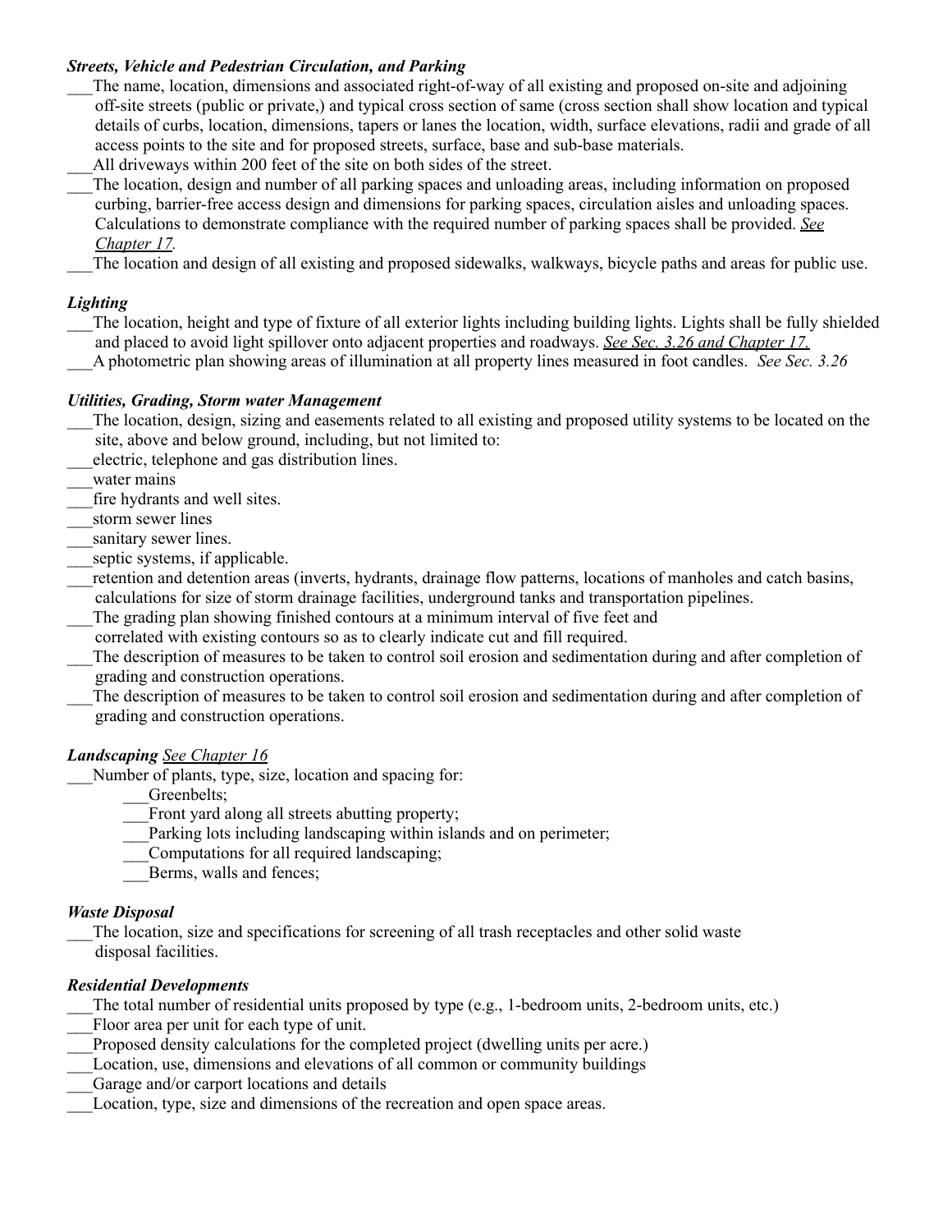***Streets, Vehicle and Pedestrian Circulation, and Parking***

___The name, location, dimensions and associated right-of-way of all existing and proposed on-site and adjoining off-site streets (public or private,) and typical cross section of same (cross section shall show location and typical details of curbs, location, dimensions, tapers or lanes the location, width, surface elevations, radii and grade of all access points to the site and for proposed streets, surface, base and sub-base materials.

___All driveways within 200 feet of the site on both sides of the street.

___The location, design and number of all parking spaces and unloading areas, including information on proposed curbing, barrier-free access design and dimensions for parking spaces, circulation aisles and unloading spaces. Calculations to demonstrate compliance with the required number of parking spaces shall be provided. *See Chapter 17.*

___The location and design of all existing and proposed sidewalks, walkways, bicycle paths and areas for public use.

***Lighting***

___The location, height and type of fixture of all exterior lights including building lights. Lights shall be fully shielded and placed to avoid light spillover onto adjacent properties and roadways. *See Sec. 3.26 and Chapter 17.*

___A photometric plan showing areas of illumination at all property lines measured in foot candles. *See Sec. 3.26*

***Utilities, Grading, Storm water Management***

___The location, design, sizing and easements related to all existing and proposed utility systems to be located on the site, above and below ground, including, but not limited to:

___electric, telephone and gas distribution lines.

___water mains

___fire hydrants and well sites.

___storm sewer lines

___sanitary sewer lines.

___septic systems, if applicable.

___retention and detention areas (inverts, hydrants, drainage flow patterns, locations of manholes and catch basins, calculations for size of storm drainage facilities, underground tanks and transportation pipelines.

___The grading plan showing finished contours at a minimum interval of five feet and correlated with existing contours so as to clearly indicate cut and fill required.

___The description of measures to be taken to control soil erosion and sedimentation during and after completion of grading and construction operations.

___The description of measures to be taken to control soil erosion and sedimentation during and after completion of grading and construction operations.

***Landscaping*** *See Chapter 16*

___Number of plants, type, size, location and spacing for:

- ___Greenbelts;
- ___Front yard along all streets abutting property;
- ___Parking lots including landscaping within islands and on perimeter;
- ___Computations for all required landscaping;
- ___Berms, walls and fences;

***Waste Disposal***

___The location, size and specifications for screening of all trash receptacles and other solid waste disposal facilities.

***Residential Developments***

___The total number of residential units proposed by type (e.g., 1-bedroom units, 2-bedroom units, etc.)

___Floor area per unit for each type of unit.

___Proposed density calculations for the completed project (dwelling units per acre.)

___Location, use, dimensions and elevations of all common or community buildings

___Garage and/or carport locations and details

___Location, type, size and dimensions of the recreation and open space areas.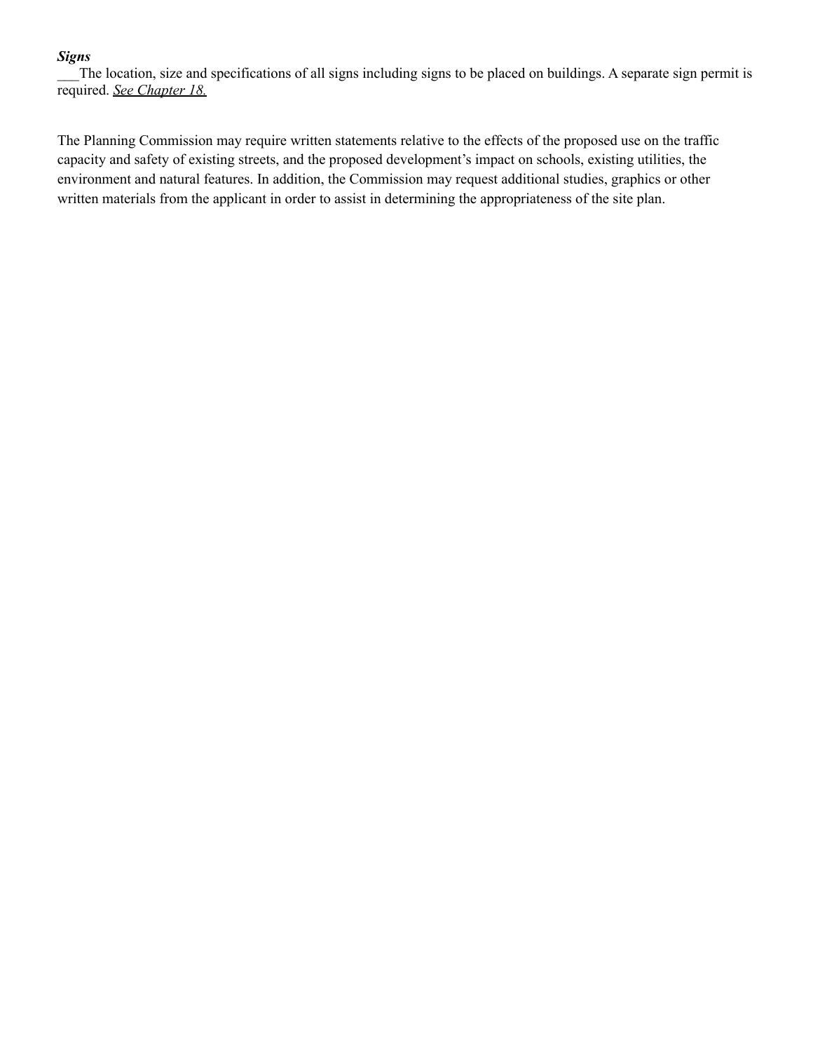***Signs***

___The location, size and specifications of all signs including signs to be placed on buildings. A separate sign permit is required. *See Chapter 18.*

The Planning Commission may require written statements relative to the effects of the proposed use on the traffic capacity and safety of existing streets, and the proposed development's impact on schools, existing utilities, the environment and natural features. In addition, the Commission may request additional studies, graphics or other written materials from the applicant in order to assist in determining the appropriateness of the site plan.